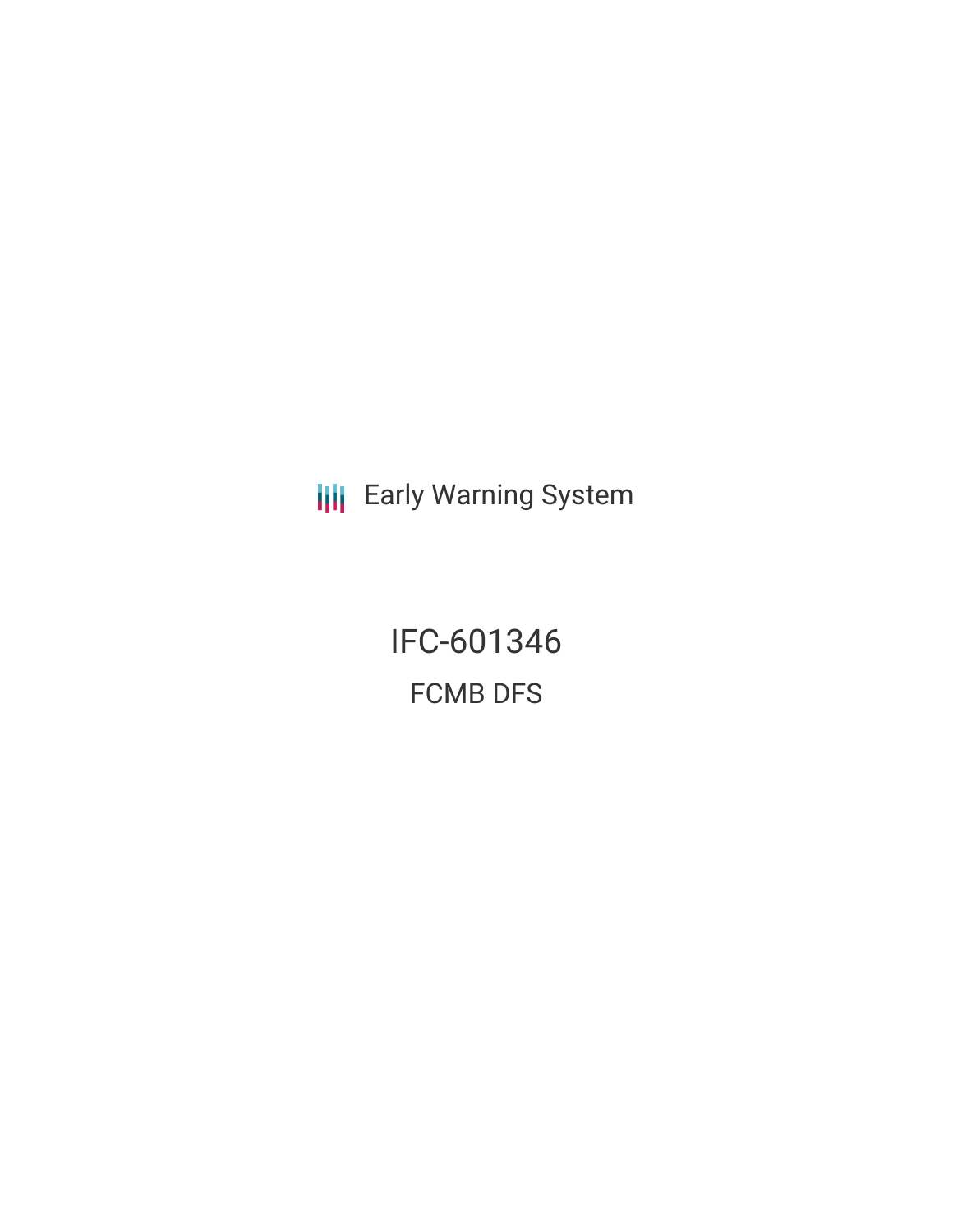Early Warning System

# IFC-601346

## FCMB DFS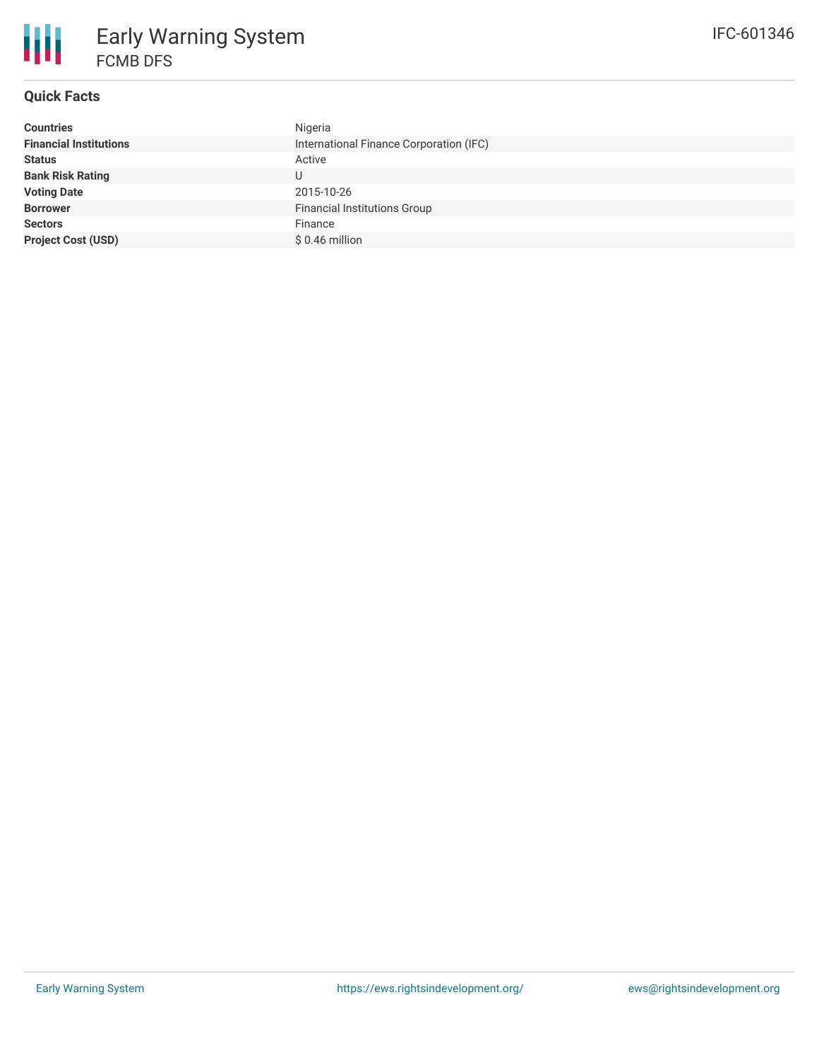# Early Warning System

## FCMB DFS

IFC-601346

### Quick Facts

| | |
|---|---|
| **Countries** | Nigeria |
| **Financial Institutions** | International Finance Corporation (IFC) |
| **Status** | Active |
| **Bank Risk Rating** | U |
| **Voting Date** | 2015-10-26 |
| **Borrower** | Financial Institutions Group |
| **Sectors** | Finance |
| **Project Cost (USD)** | $ 0.46 million |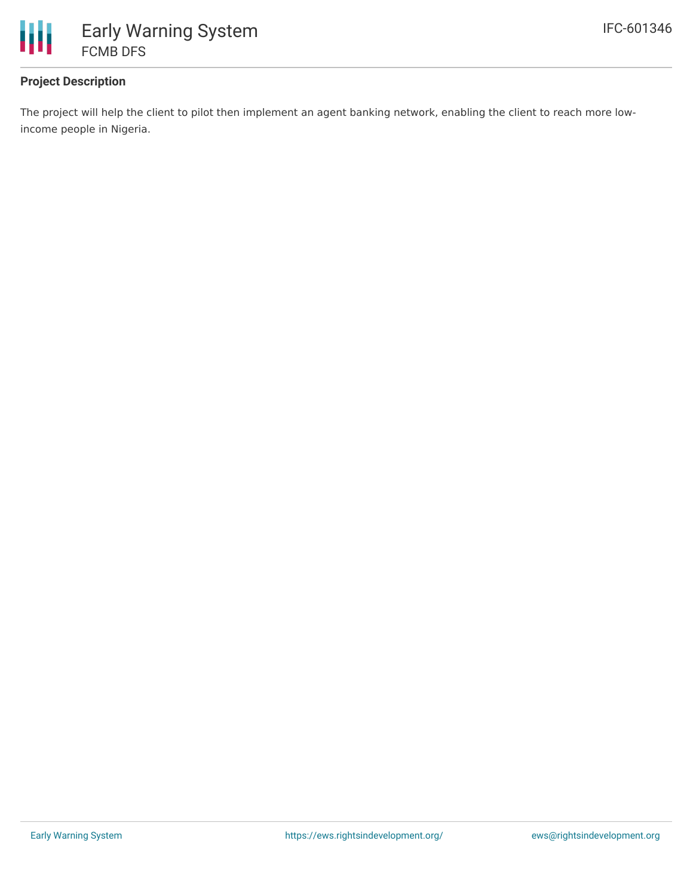## Project Description

The project will help the client to pilot then implement an agent banking network, enabling the client to reach more low-income people in Nigeria.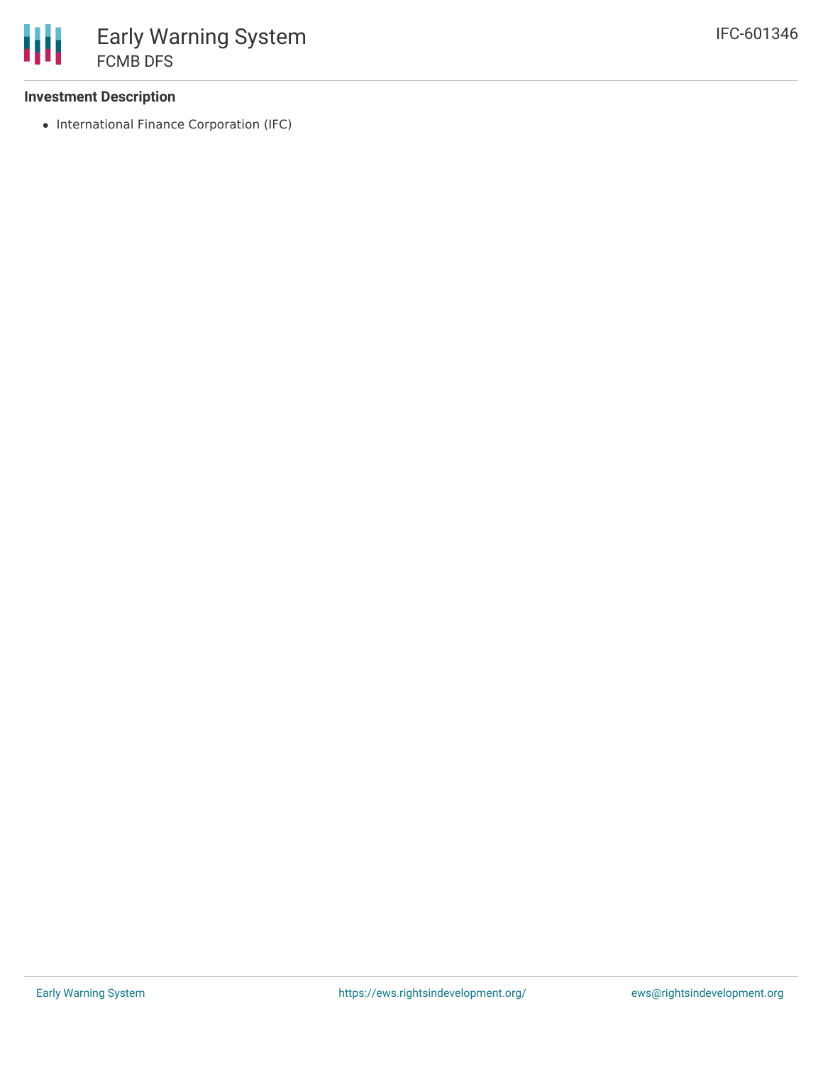### Investment Description

- International Finance Corporation (IFC)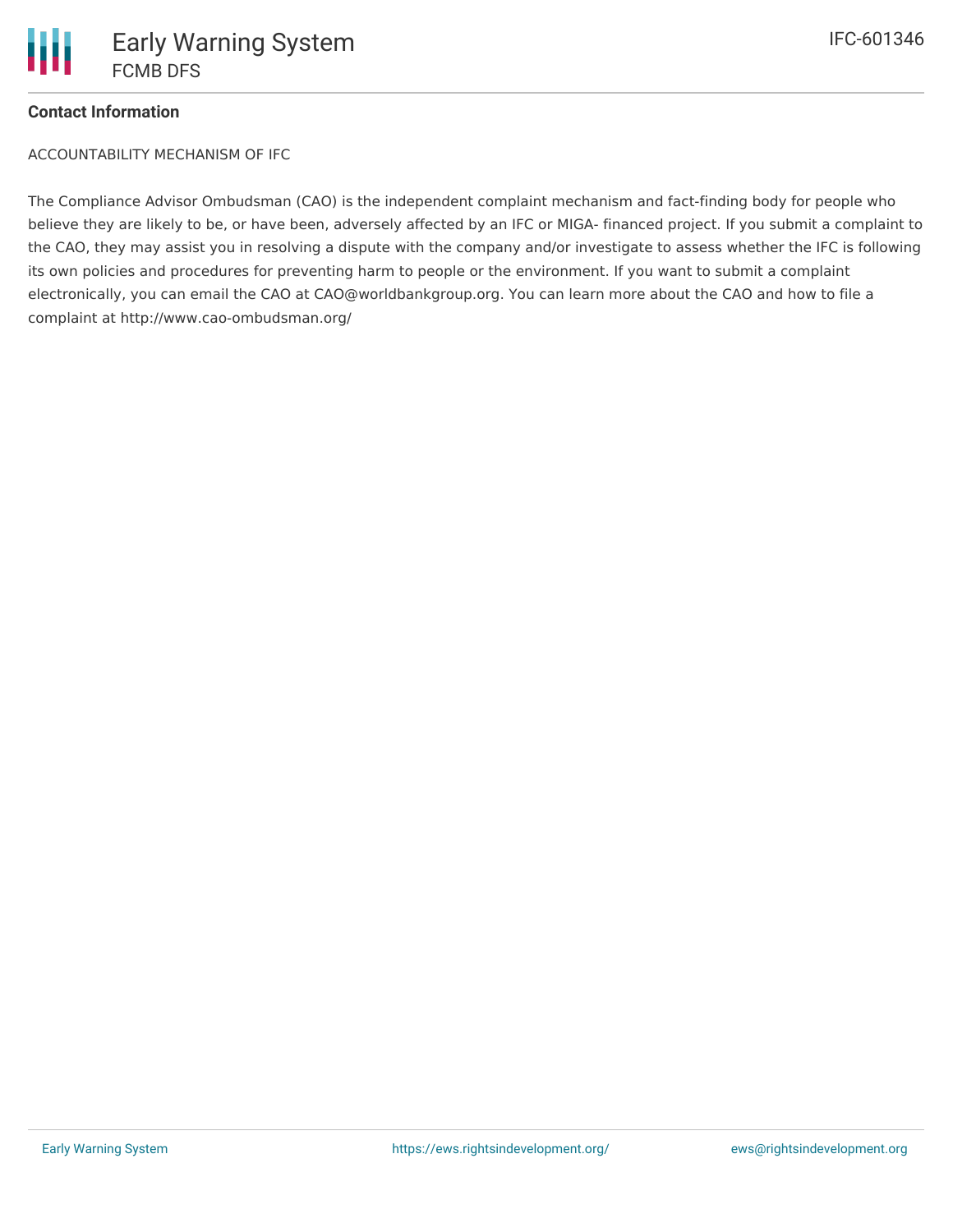**Contact Information**

ACCOUNTABILITY MECHANISM OF IFC

The Compliance Advisor Ombudsman (CAO) is the independent complaint mechanism and fact-finding body for people who believe they are likely to be, or have been, adversely affected by an IFC or MIGA- financed project. If you submit a complaint to the CAO, they may assist you in resolving a dispute with the company and/or investigate to assess whether the IFC is following its own policies and procedures for preventing harm to people or the environment. If you want to submit a complaint electronically, you can email the CAO at CAO@worldbankgroup.org. You can learn more about the CAO and how to file a complaint at http://www.cao-ombudsman.org/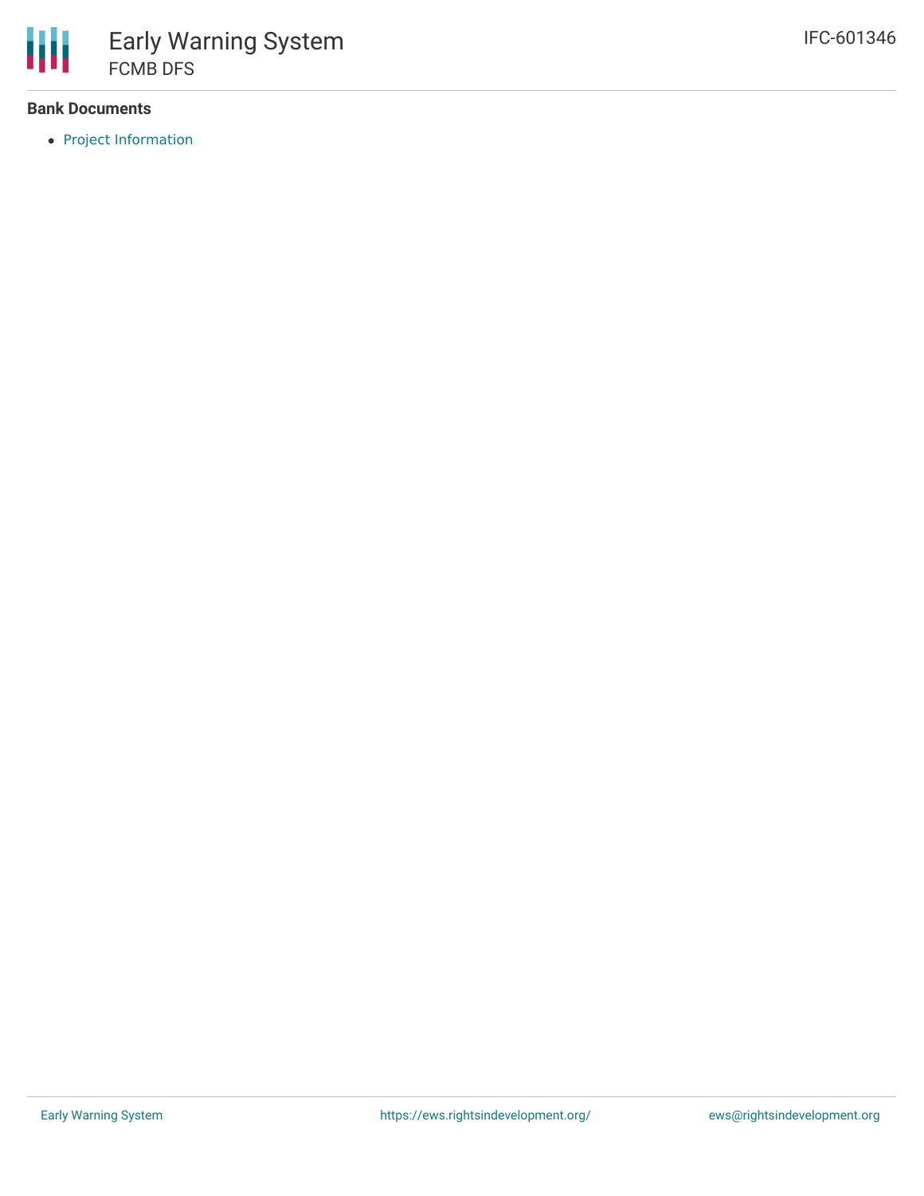**Bank Documents**

- Project Information